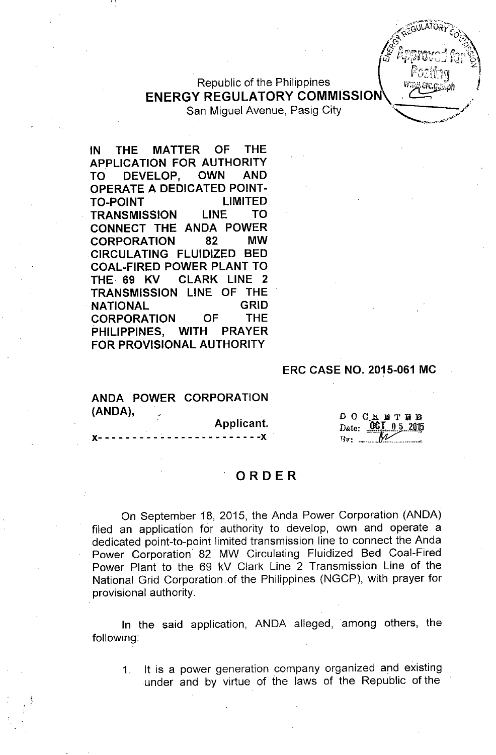Republic of the Philippines
**ENERGY REGULATORY COMMISSION**
San Miguel Avenue, Pasig City

**IN THE MATTER OF THE APPLICATION FOR AUTHORITY TO DEVELOP, OWN AND OPERATE A DEDICATED POINT-TO-POINT LIMITED TRANSMISSION LINE TO CONNECT THE ANDA POWER CORPORATION 82 MW CIRCULATING FLUIDIZED BED COAL-FIRED POWER PLANT TO THE 69 KV CLARK LINE 2 TRANSMISSION LINE OF THE NATIONAL GRID CORPORATION OF THE PHILIPPINES, WITH PRAYER FOR PROVISIONAL AUTHORITY**

**ERC CASE NO. 2015-061 MC**

**ANDA POWER CORPORATION (ANDA),**
**Applicant.**
x- - - - - - - - - - - - - - - - - - - - - - - -x

DOCKETED
Date: OCT 05 2015
By: _____

# ORDER

On September 18, 2015, the Anda Power Corporation (ANDA) filed an application for authority to develop, own and operate a dedicated point-to-point limited transmission line to connect the Anda Power Corporation 82 MW Circulating Fluidized Bed Coal-Fired Power Plant to the 69 kV Clark Line 2 Transmission Line of the National Grid Corporation of the Philippines (NGCP), with prayer for provisional authority.

In the said application, ANDA alleged, among others, the following:

1. It is a power generation company organized and existing under and by virtue of the laws of the Republic of the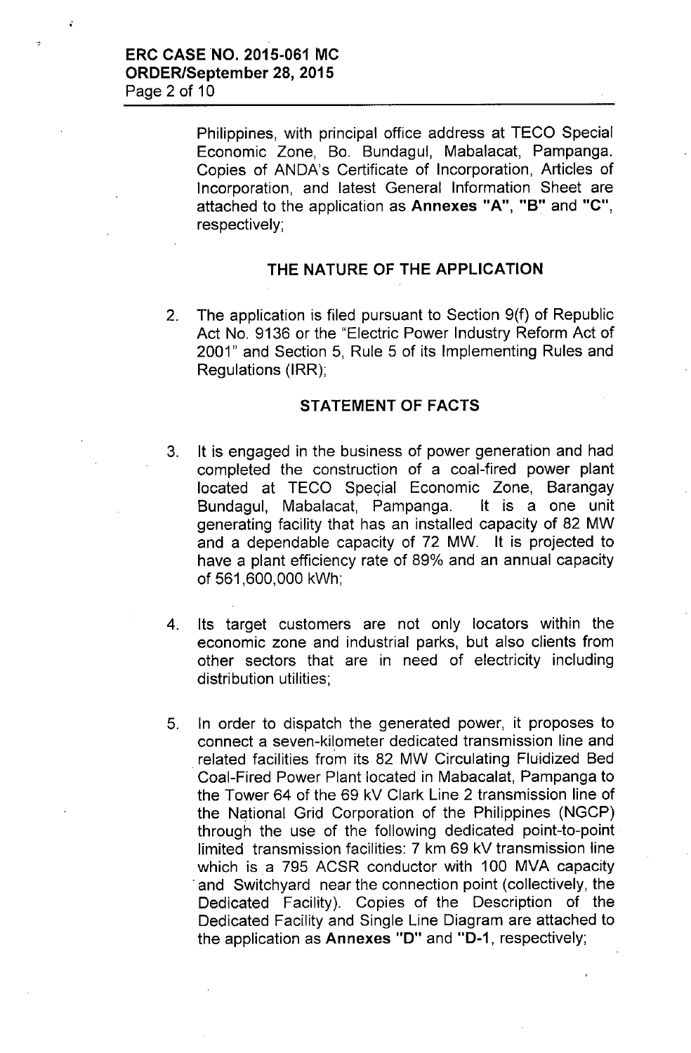Philippines, with principal office address at TECO Special Economic Zone, Bo. Bundagul, Mabalacat, Pampanga. Copies of ANDA's Certificate of Incorporation, Articles of Incorporation, and latest General Information Sheet are attached to the application as **Annexes "A"**, **"B"** and **"C"**, respectively;

## THE NATURE OF THE APPLICATION

2. The application is filed pursuant to Section 9(f) of Republic Act No. 9136 or the "Electric Power Industry Reform Act of 2001" and Section 5, Rule 5 of its Implementing Rules and Regulations (IRR);

## STATEMENT OF FACTS

3. It is engaged in the business of power generation and had completed the construction of a coal-fired power plant located at TECO Special Economic Zone, Barangay Bundagul, Mabalacat, Pampanga. It is a one unit generating facility that has an installed capacity of 82 MW and a dependable capacity of 72 MW. It is projected to have a plant efficiency rate of 89% and an annual capacity of 561,600,000 kWh;

4. Its target customers are not only locators within the economic zone and industrial parks, but also clients from other sectors that are in need of electricity including distribution utilities;

5. In order to dispatch the generated power, it proposes to connect a seven-kilometer dedicated transmission line and related facilities from its 82 MW Circulating Fluidized Bed Coal-Fired Power Plant located in Mabacalat, Pampanga to the Tower 64 of the 69 kV Clark Line 2 transmission line of the National Grid Corporation of the Philippines (NGCP) through the use of the following dedicated point-to-point limited transmission facilities: 7 km 69 kV transmission line which is a 795 ACSR conductor with 100 MVA capacity and Switchyard near the connection point (collectively, the Dedicated Facility). Copies of the Description of the Dedicated Facility and Single Line Diagram are attached to the application as **Annexes "D"** and **"D-1**, respectively;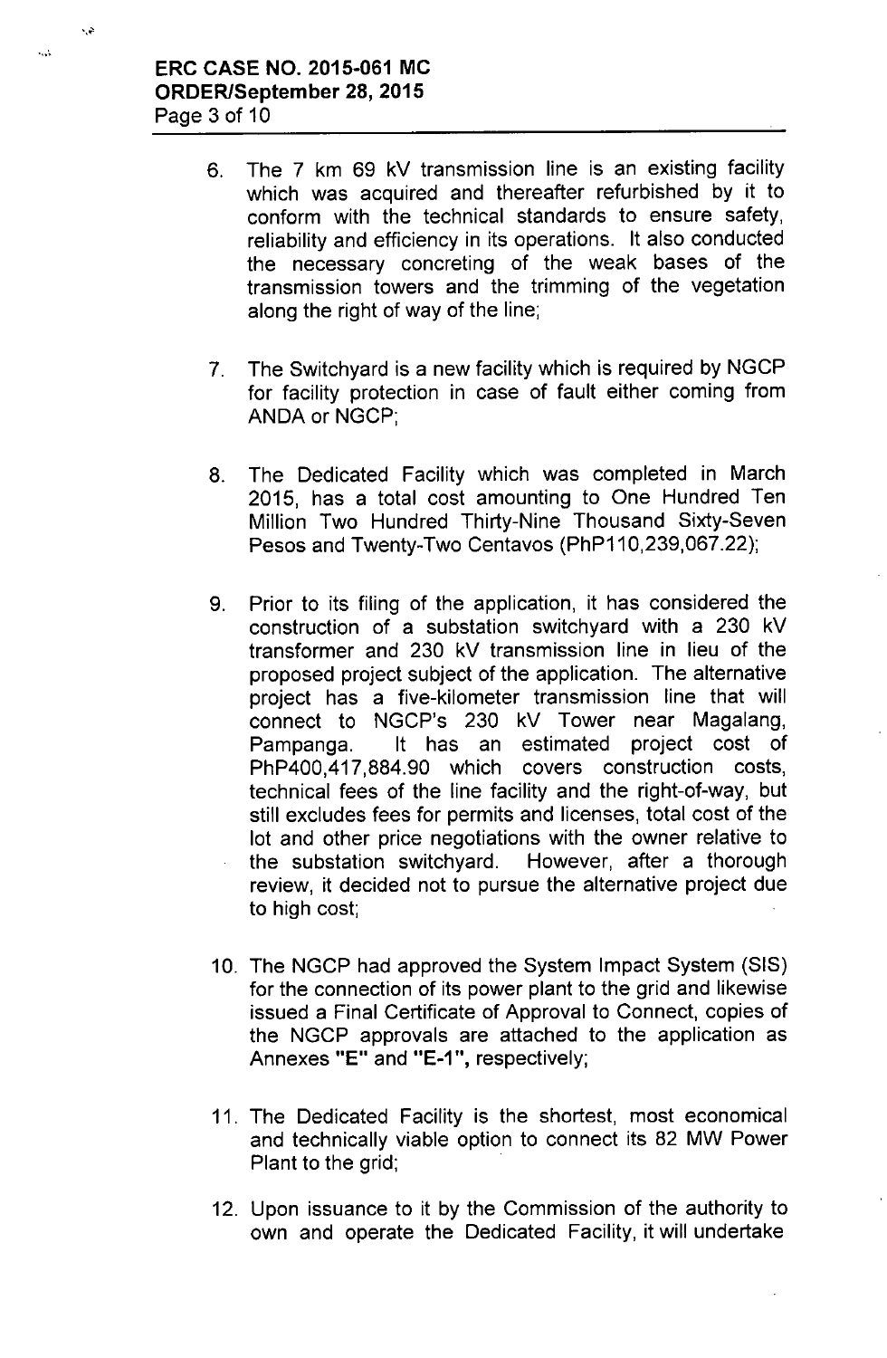6. The 7 km 69 kV transmission line is an existing facility which was acquired and thereafter refurbished by it to conform with the technical standards to ensure safety, reliability and efficiency in its operations. It also conducted the necessary concreting of the weak bases of the transmission towers and the trimming of the vegetation along the right of way of the line;

7. The Switchyard is a new facility which is required by NGCP for facility protection in case of fault either coming from ANDA or NGCP;

8. The Dedicated Facility which was completed in March 2015, has a total cost amounting to One Hundred Ten Million Two Hundred Thirty-Nine Thousand Sixty-Seven Pesos and Twenty-Two Centavos (PhP110,239,067.22);

9. Prior to its filing of the application, it has considered the construction of a substation switchyard with a 230 kV transformer and 230 kV transmission line in lieu of the proposed project subject of the application. The alternative project has a five-kilometer transmission line that will connect to NGCP's 230 kV Tower near Magalang, Pampanga. It has an estimated project cost of PhP400,417,884.90 which covers construction costs, technical fees of the line facility and the right-of-way, but still excludes fees for permits and licenses, total cost of the lot and other price negotiations with the owner relative to the substation switchyard. However, after a thorough review, it decided not to pursue the alternative project due to high cost;

10. The NGCP had approved the System Impact System (SIS) for the connection of its power plant to the grid and likewise issued a Final Certificate of Approval to Connect, copies of the NGCP approvals are attached to the application as Annexes "E" and "E-1", respectively;

11. The Dedicated Facility is the shortest, most economical and technically viable option to connect its 82 MW Power Plant to the grid;

12. Upon issuance to it by the Commission of the authority to own and operate the Dedicated Facility, it will undertake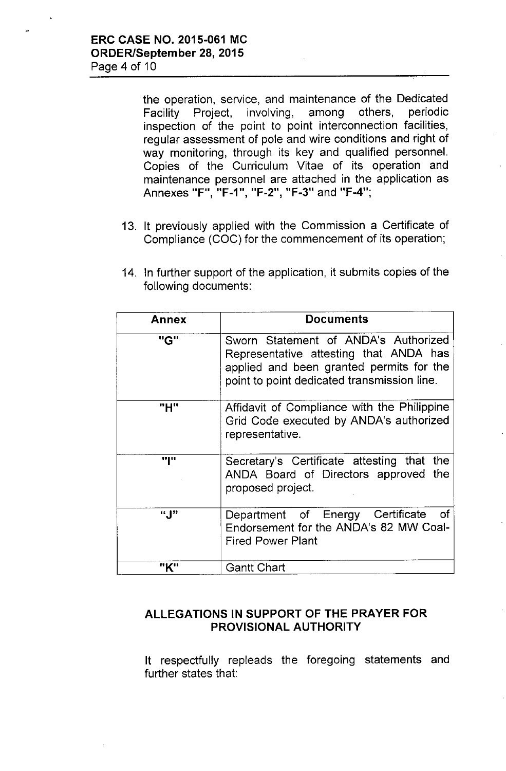the operation, service, and maintenance of the Dedicated Facility Project, involving, among others, periodic inspection of the point to point interconnection facilities, regular assessment of pole and wire conditions and right of way monitoring, through its key and qualified personnel. Copies of the Curriculum Vitae of its operation and maintenance personnel are attached in the application as Annexes **"F"**, **"F-1"**, **"F-2"**, **"F-3"** and **"F-4"**;

13. It previously applied with the Commission a Certificate of Compliance (COC) for the commencement of its operation;

14. In further support of the application, it submits copies of the following documents:

| Annex | Documents |
|---|---|
| **"G"** | Sworn Statement of ANDA's Authorized Representative attesting that ANDA has applied and been granted permits for the point to point dedicated transmission line. |
| **"H"** | Affidavit of Compliance with the Philippine Grid Code executed by ANDA's authorized representative. |
| **"I"** | Secretary's Certificate attesting that the ANDA Board of Directors approved the proposed project. |
| **"J"** | Department of Energy Certificate of Endorsement for the ANDA's 82 MW Coal-Fired Power Plant |
| **"K"** | Gantt Chart |

## ALLEGATIONS IN SUPPORT OF THE PRAYER FOR PROVISIONAL AUTHORITY

It respectfully repleads the foregoing statements and further states that: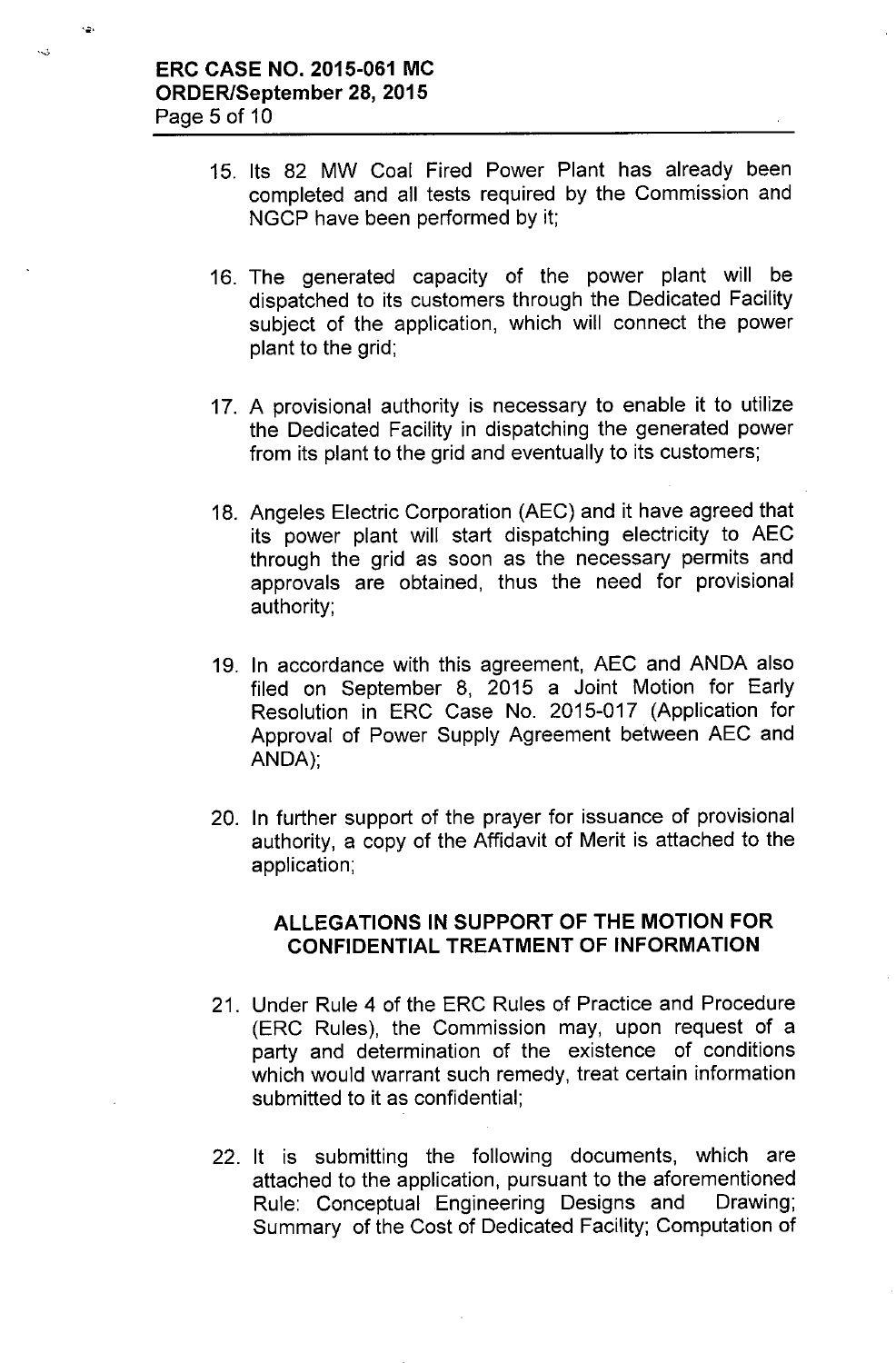15. Its 82 MW Coal Fired Power Plant has already been completed and all tests required by the Commission and NGCP have been performed by it;

16. The generated capacity of the power plant will be dispatched to its customers through the Dedicated Facility subject of the application, which will connect the power plant to the grid;

17. A provisional authority is necessary to enable it to utilize the Dedicated Facility in dispatching the generated power from its plant to the grid and eventually to its customers;

18. Angeles Electric Corporation (AEC) and it have agreed that its power plant will start dispatching electricity to AEC through the grid as soon as the necessary permits and approvals are obtained, thus the need for provisional authority;

19. In accordance with this agreement, AEC and ANDA also filed on September 8, 2015 a Joint Motion for Early Resolution in ERC Case No. 2015-017 (Application for Approval of Power Supply Agreement between AEC and ANDA);

20. In further support of the prayer for issuance of provisional authority, a copy of the Affidavit of Merit is attached to the application;

## ALLEGATIONS IN SUPPORT OF THE MOTION FOR CONFIDENTIAL TREATMENT OF INFORMATION

21. Under Rule 4 of the ERC Rules of Practice and Procedure (ERC Rules), the Commission may, upon request of a party and determination of the existence of conditions which would warrant such remedy, treat certain information submitted to it as confidential;

22. It is submitting the following documents, which are attached to the application, pursuant to the aforementioned Rule: Conceptual Engineering Designs and Drawing; Summary of the Cost of Dedicated Facility; Computation of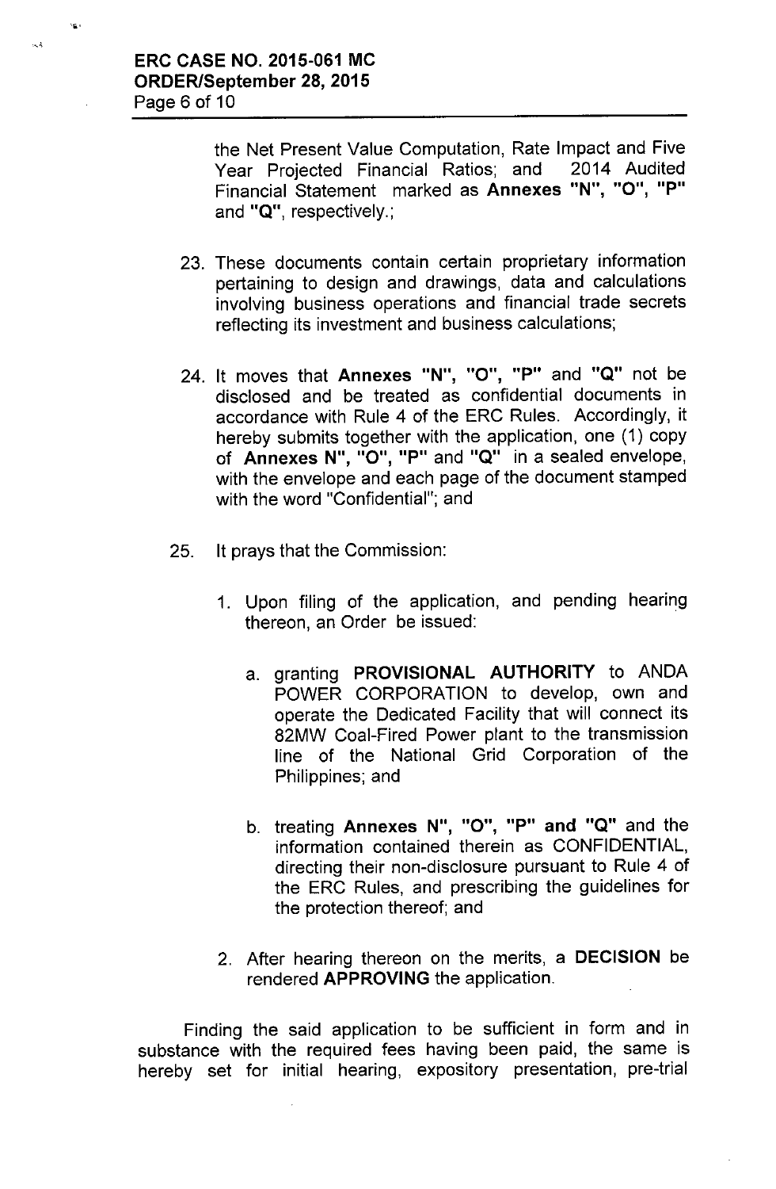the Net Present Value Computation, Rate Impact and Five Year Projected Financial Ratios; and 2014 Audited Financial Statement marked as **Annexes "N", "O", "P"** and **"Q"**, respectively.;

23. These documents contain certain proprietary information pertaining to design and drawings, data and calculations involving business operations and financial trade secrets reflecting its investment and business calculations;

24. It moves that **Annexes "N", "O", "P"** and **"Q"** not be disclosed and be treated as confidential documents in accordance with Rule 4 of the ERC Rules. Accordingly, it hereby submits together with the application, one (1) copy of **Annexes N", "O", "P"** and **"Q"** in a sealed envelope, with the envelope and each page of the document stamped with the word "Confidential"; and

25. It prays that the Commission:

    1. Upon filing of the application, and pending hearing thereon, an Order be issued:

        a. granting **PROVISIONAL AUTHORITY** to ANDA POWER CORPORATION to develop, own and operate the Dedicated Facility that will connect its 82MW Coal-Fired Power plant to the transmission line of the National Grid Corporation of the Philippines; and

        b. treating **Annexes N", "O", "P" and "Q"** and the information contained therein as CONFIDENTIAL, directing their non-disclosure pursuant to Rule 4 of the ERC Rules, and prescribing the guidelines for the protection thereof; and

    2. After hearing thereon on the merits, a **DECISION** be rendered **APPROVING** the application.

Finding the said application to be sufficient in form and in substance with the required fees having been paid, the same is hereby set for initial hearing, expository presentation, pre-trial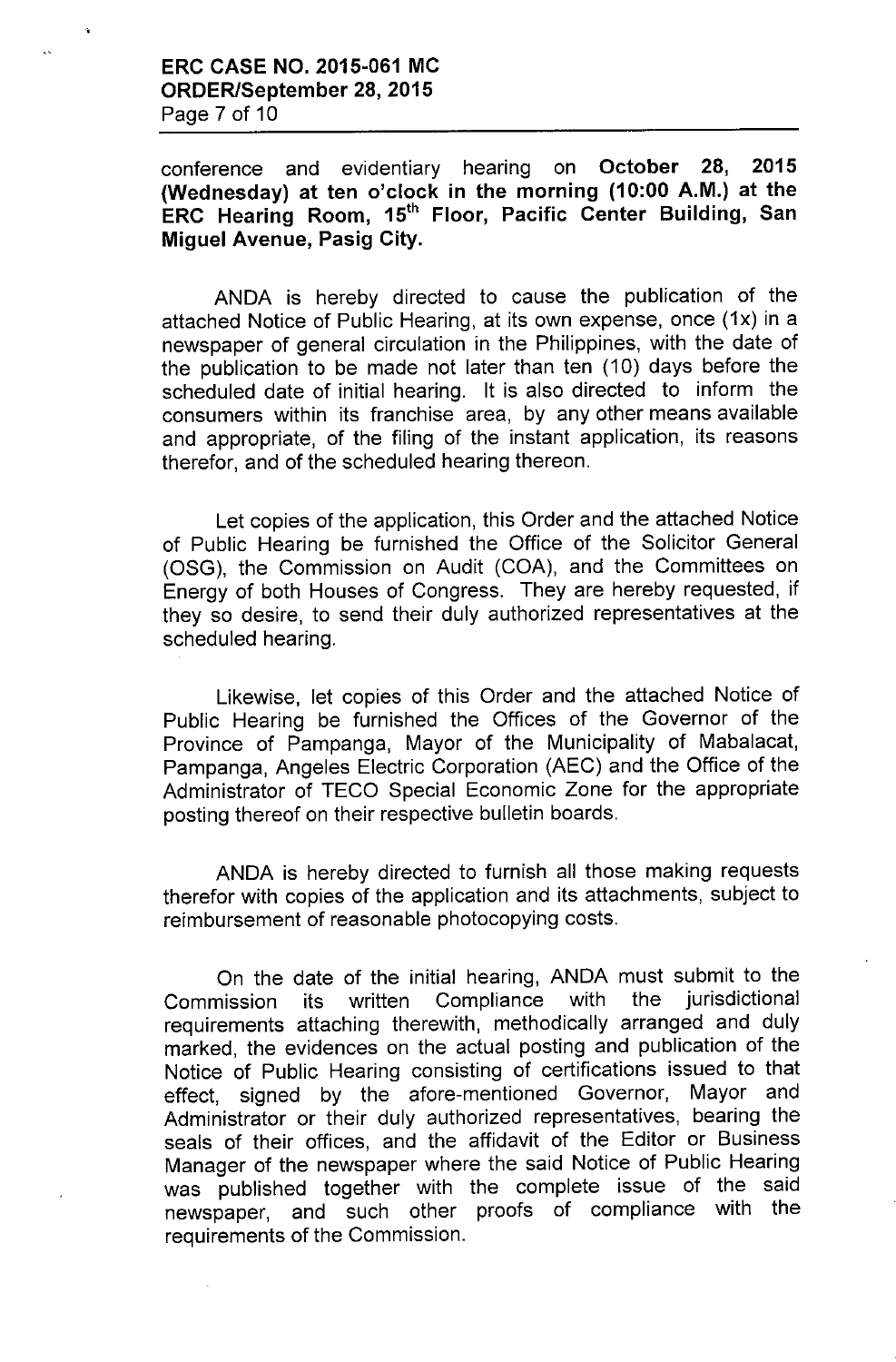conference and evidentiary hearing on **October 28, 2015 (Wednesday) at ten o'clock in the morning (10:00 A.M.) at the ERC Hearing Room, 15th Floor, Pacific Center Building, San Miguel Avenue, Pasig City.**

ANDA is hereby directed to cause the publication of the attached Notice of Public Hearing, at its own expense, once (1x) in a newspaper of general circulation in the Philippines, with the date of the publication to be made not later than ten (10) days before the scheduled date of initial hearing. It is also directed to inform the consumers within its franchise area, by any other means available and appropriate, of the filing of the instant application, its reasons therefor, and of the scheduled hearing thereon.

Let copies of the application, this Order and the attached Notice of Public Hearing be furnished the Office of the Solicitor General (OSG), the Commission on Audit (COA), and the Committees on Energy of both Houses of Congress. They are hereby requested, if they so desire, to send their duly authorized representatives at the scheduled hearing.

Likewise, let copies of this Order and the attached Notice of Public Hearing be furnished the Offices of the Governor of the Province of Pampanga, Mayor of the Municipality of Mabalacat, Pampanga, Angeles Electric Corporation (AEC) and the Office of the Administrator of TECO Special Economic Zone for the appropriate posting thereof on their respective bulletin boards.

ANDA is hereby directed to furnish all those making requests therefor with copies of the application and its attachments, subject to reimbursement of reasonable photocopying costs.

On the date of the initial hearing, ANDA must submit to the Commission its written Compliance with the jurisdictional requirements attaching therewith, methodically arranged and duly marked, the evidences on the actual posting and publication of the Notice of Public Hearing consisting of certifications issued to that effect, signed by the afore-mentioned Governor, Mayor and Administrator or their duly authorized representatives, bearing the seals of their offices, and the affidavit of the Editor or Business Manager of the newspaper where the said Notice of Public Hearing was published together with the complete issue of the said newspaper, and such other proofs of compliance with the requirements of the Commission.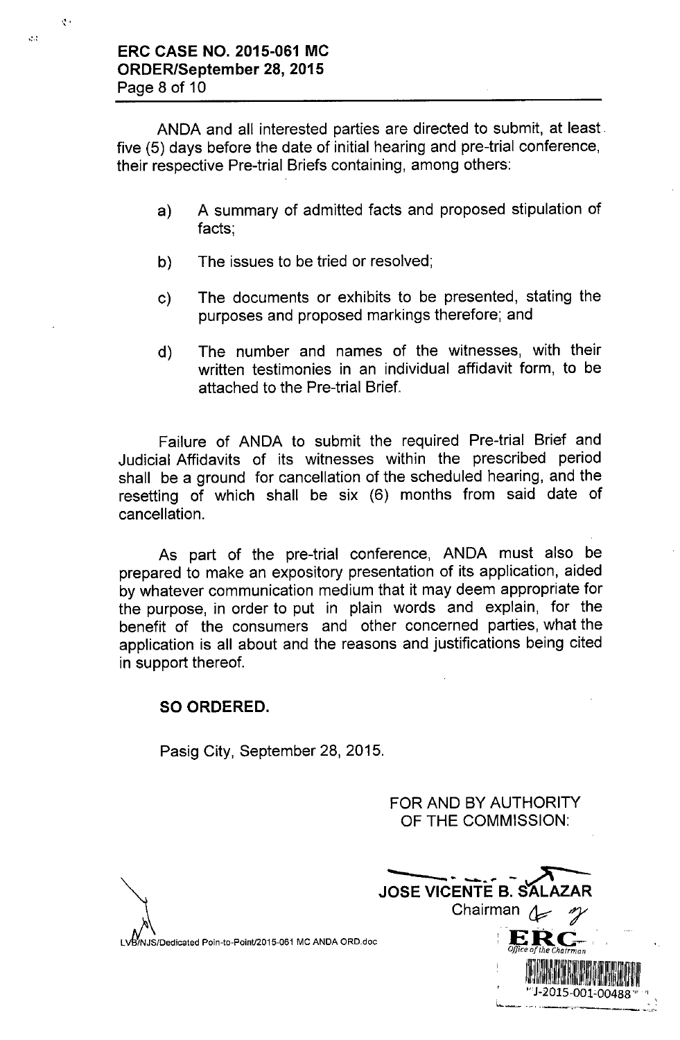ANDA and all interested parties are directed to submit, at least five (5) days before the date of initial hearing and pre-trial conference, their respective Pre-trial Briefs containing, among others:

a) A summary of admitted facts and proposed stipulation of facts;

b) The issues to be tried or resolved;

c) The documents or exhibits to be presented, stating the purposes and proposed markings therefore; and

d) The number and names of the witnesses, with their written testimonies in an individual affidavit form, to be attached to the Pre-trial Brief.

Failure of ANDA to submit the required Pre-trial Brief and Judicial Affidavits of its witnesses within the prescribed period shall be a ground for cancellation of the scheduled hearing, and the resetting of which shall be six (6) months from said date of cancellation.

As part of the pre-trial conference, ANDA must also be prepared to make an expository presentation of its application, aided by whatever communication medium that it may deem appropriate for the purpose, in order to put in plain words and explain, for the benefit of the consumers and other concerned parties, what the application is all about and the reasons and justifications being cited in support thereof.

**SO ORDERED.**

Pasig City, September 28, 2015.

FOR AND BY AUTHORITY OF THE COMMISSION:

**JOSE VICENTE B. SALAZAR**
Chairman

LVB/NJS/Dedicated Poin-to-Point/2015-061 MC ANDA ORD.doc

ERC Office of the Chairman
J-2015-001-00488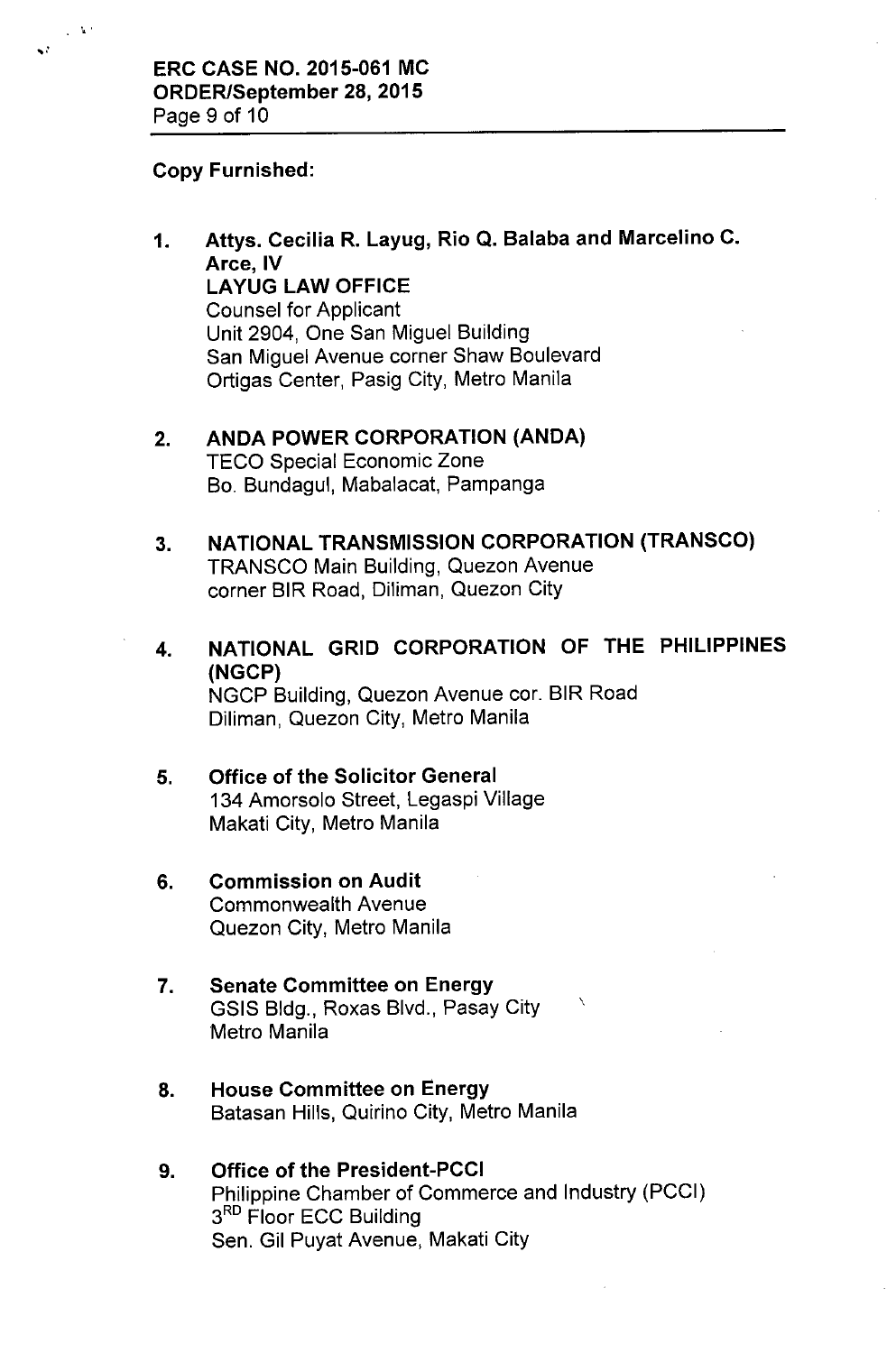**Copy Furnished:**

1. **Attys. Cecilia R. Layug, Rio Q. Balaba and Marcelino C. Arce, IV**
   **LAYUG LAW OFFICE**
   Counsel for Applicant
   Unit 2904, One San Miguel Building
   San Miguel Avenue corner Shaw Boulevard
   Ortigas Center, Pasig City, Metro Manila

2. **ANDA POWER CORPORATION (ANDA)**
   TECO Special Economic Zone
   Bo. Bundagul, Mabalacat, Pampanga

3. **NATIONAL TRANSMISSION CORPORATION (TRANSCO)**
   TRANSCO Main Building, Quezon Avenue
   corner BIR Road, Diliman, Quezon City

4. **NATIONAL GRID CORPORATION OF THE PHILIPPINES (NGCP)**
   NGCP Building, Quezon Avenue cor. BIR Road
   Diliman, Quezon City, Metro Manila

5. **Office of the Solicitor General**
   134 Amorsolo Street, Legaspi Village
   Makati City, Metro Manila

6. **Commission on Audit**
   Commonwealth Avenue
   Quezon City, Metro Manila

7. **Senate Committee on Energy**
   GSIS Bldg., Roxas Blvd., Pasay City
   Metro Manila

8. **House Committee on Energy**
   Batasan Hills, Quirino City, Metro Manila

9. **Office of the President-PCCI**
   Philippine Chamber of Commerce and Industry (PCCI)
   3RD Floor ECC Building
   Sen. Gil Puyat Avenue, Makati City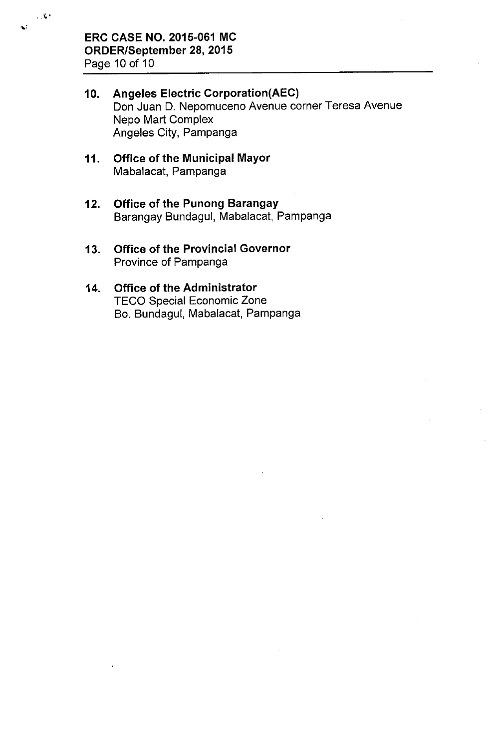10. **Angeles Electric Corporation(AEC)**
    Don Juan D. Nepomuceno Avenue corner Teresa Avenue
    Nepo Mart Complex
    Angeles City, Pampanga

11. **Office of the Municipal Mayor**
    Mabalacat, Pampanga

12. **Office of the Punong Barangay**
    Barangay Bundagul, Mabalacat, Pampanga

13. **Office of the Provincial Governor**
    Province of Pampanga

14. **Office of the Administrator**
    TECO Special Economic Zone
    Bo. Bundagul, Mabalacat, Pampanga